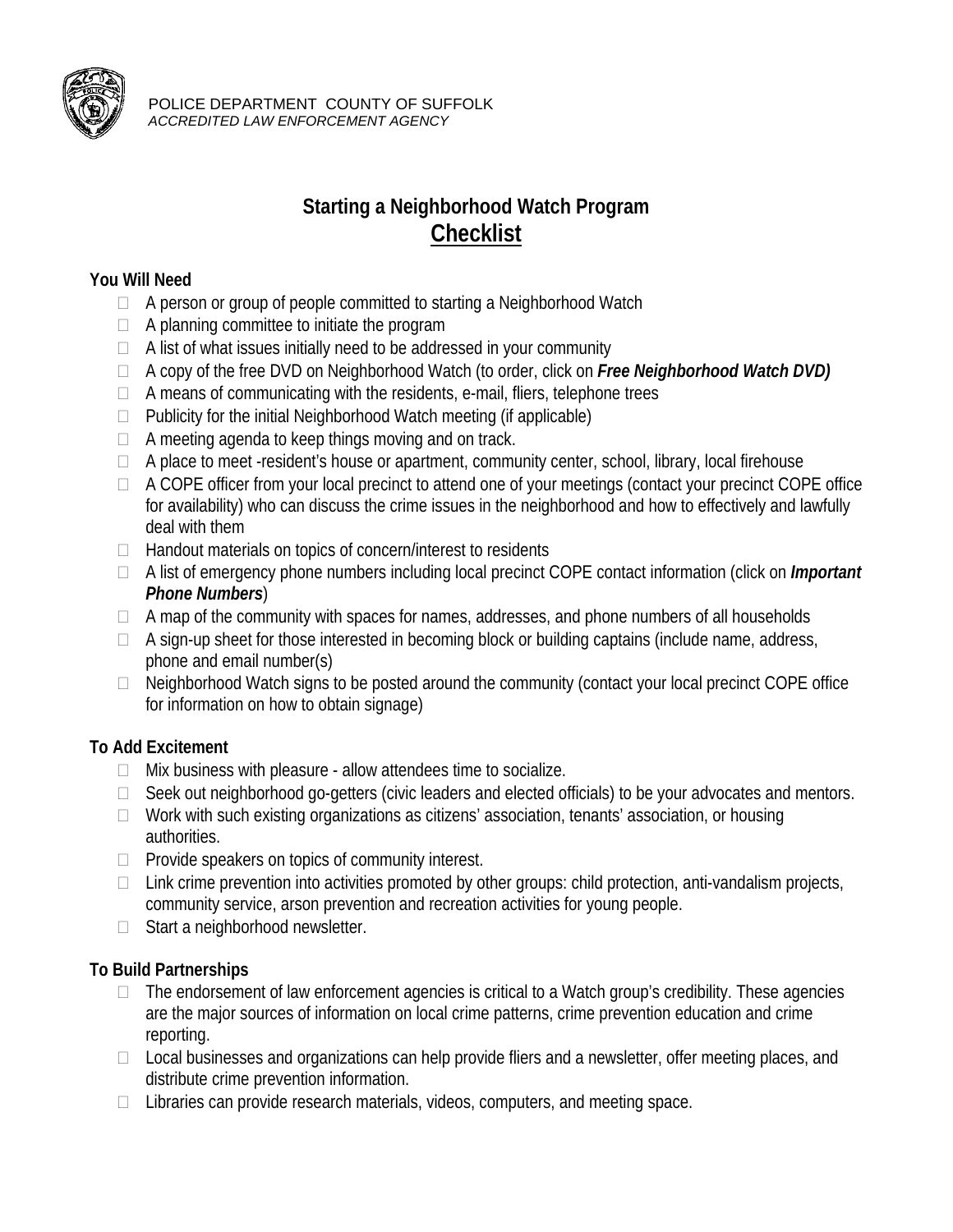POLICE DEPARTMENT COUNTY OF SUFFOLK
*ACCREDITED LAW ENFORCEMENT AGENCY*

# Starting a Neighborhood Watch Program
## <u>Checklist</u>

**You Will Need**

- A person or group of people committed to starting a Neighborhood Watch
- A planning committee to initiate the program
- A list of what issues initially need to be addressed in your community
- A copy of the free DVD on Neighborhood Watch (to order, click on ***Free Neighborhood Watch DVD)***
- A means of communicating with the residents, e-mail, fliers, telephone trees
- Publicity for the initial Neighborhood Watch meeting (if applicable)
- A meeting agenda to keep things moving and on track.
- A place to meet -resident's house or apartment, community center, school, library, local firehouse
- A COPE officer from your local precinct to attend one of your meetings (contact your precinct COPE office for availability) who can discuss the crime issues in the neighborhood and how to effectively and lawfully deal with them
- Handout materials on topics of concern/interest to residents
- A list of emergency phone numbers including local precinct COPE contact information (click on ***Important Phone Numbers***)
- A map of the community with spaces for names, addresses, and phone numbers of all households
- A sign-up sheet for those interested in becoming block or building captains (include name, address, phone and email number(s)
- Neighborhood Watch signs to be posted around the community (contact your local precinct COPE office for information on how to obtain signage)

**To Add Excitement**

- Mix business with pleasure - allow attendees time to socialize.
- Seek out neighborhood go-getters (civic leaders and elected officials) to be your advocates and mentors.
- Work with such existing organizations as citizens' association, tenants' association, or housing authorities.
- Provide speakers on topics of community interest.
- Link crime prevention into activities promoted by other groups: child protection, anti-vandalism projects, community service, arson prevention and recreation activities for young people.
- Start a neighborhood newsletter.

**To Build Partnerships**

- The endorsement of law enforcement agencies is critical to a Watch group's credibility. These agencies are the major sources of information on local crime patterns, crime prevention education and crime reporting.
- Local businesses and organizations can help provide fliers and a newsletter, offer meeting places, and distribute crime prevention information.
- Libraries can provide research materials, videos, computers, and meeting space.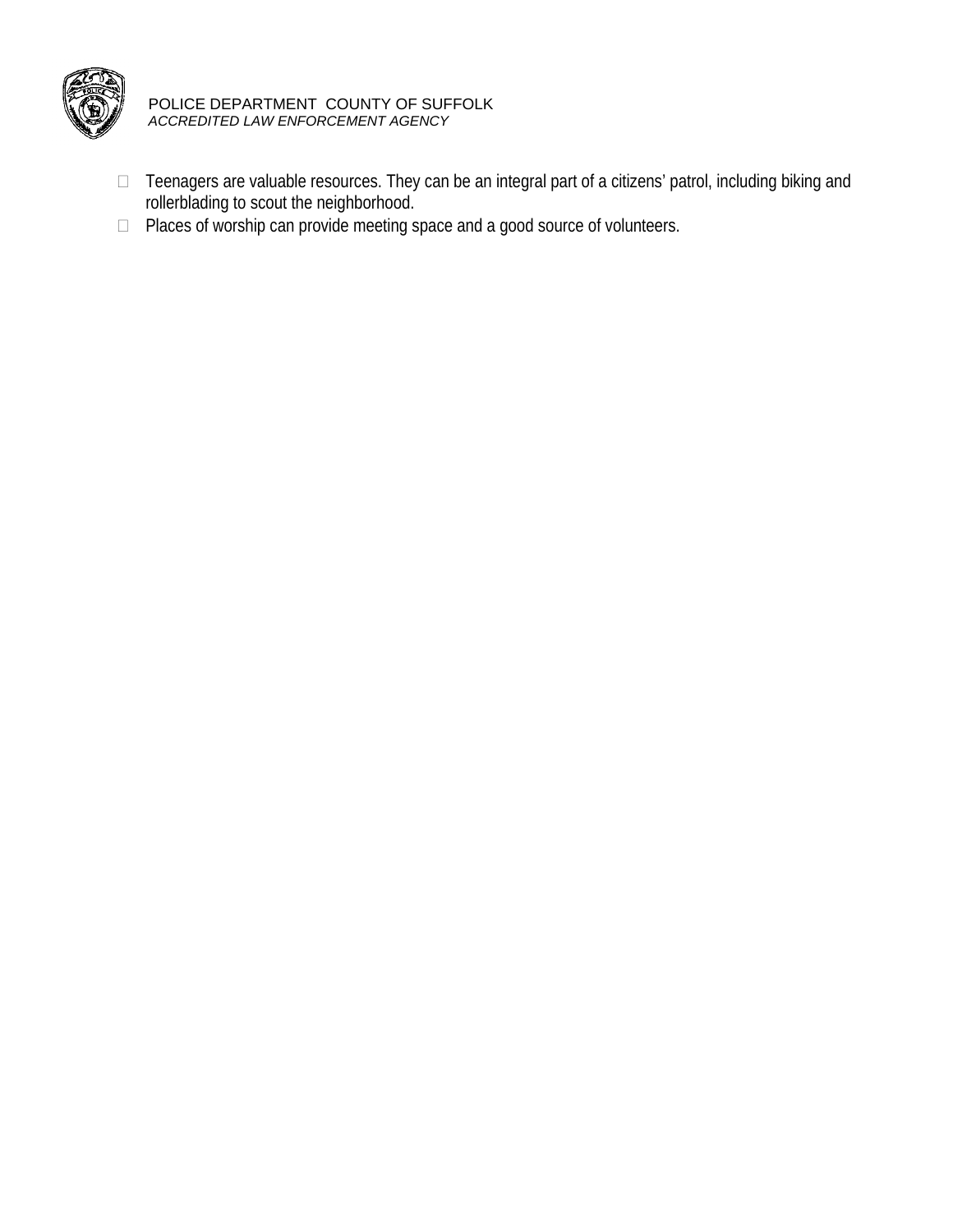- Teenagers are valuable resources. They can be an integral part of a citizens' patrol, including biking and rollerblading to scout the neighborhood.
- Places of worship can provide meeting space and a good source of volunteers.